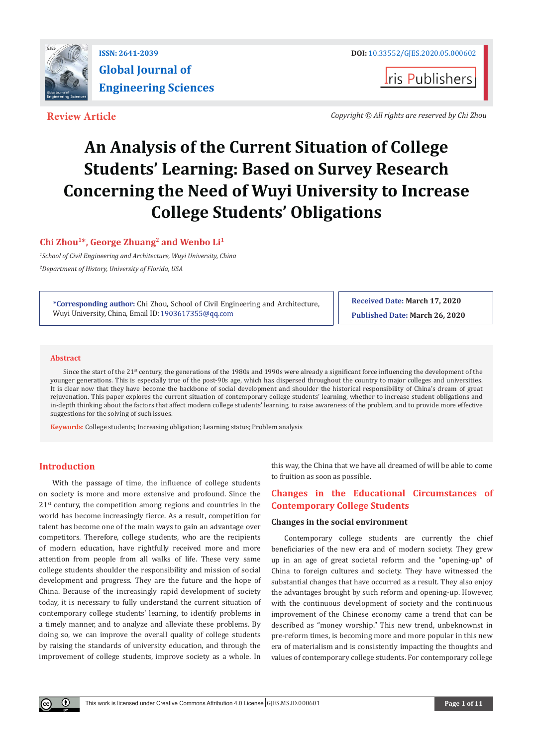ISSN: 2641-2039

# Global Journal of Engineering Sciences

DOI: 10.33552/GJES.2020.05.000602

Iris Publishers

**Review Article**

*Copyright © All rights are reserved by Chi Zhou*

# An Analysis of the Current Situation of College Students' Learning: Based on Survey Research Concerning the Need of Wuyi University to Increase College Students' Obligations

**Chi Zhou[1]\*, George Zhuang[2] and Wenbo Li[1]**

*[1]School of Civil Engineering and Architecture, Wuyi University, China*

*[2]Department of History, University of Florida, USA*

**\*Corresponding author:** Chi Zhou, School of Civil Engineering and Architecture, Wuyi University, China, Email ID: 1903617355@qq.com

**Received Date:** March 17, 2020

**Published Date:** March 26, 2020

## Abstract

Since the start of the 21st century, the generations of the 1980s and 1990s were already a significant force influencing the development of the younger generations. This is especially true of the post-90s age, which has dispersed throughout the country to major colleges and universities. It is clear now that they have become the backbone of social development and shoulder the historical responsibility of China's dream of great rejuvenation. This paper explores the current situation of contemporary college students' learning, whether to increase student obligations and in-depth thinking about the factors that affect modern college students' learning, to raise awareness of the problem, and to provide more effective suggestions for the solving of such issues.

**Keywords**: College students; Increasing obligation; Learning status; Problem analysis

## Introduction

With the passage of time, the influence of college students on society is more and more extensive and profound. Since the 21st century, the competition among regions and countries in the world has become increasingly fierce. As a result, competition for talent has become one of the main ways to gain an advantage over competitors. Therefore, college students, who are the recipients of modern education, have rightfully received more and more attention from people from all walks of life. These very same college students shoulder the responsibility and mission of social development and progress. They are the future and the hope of China. Because of the increasingly rapid development of society today, it is necessary to fully understand the current situation of contemporary college students' learning, to identify problems in a timely manner, and to analyze and alleviate these problems. By doing so, we can improve the overall quality of college students by raising the standards of university education, and through the improvement of college students, improve society as a whole. In this way, the China that we have all dreamed of will be able to come to fruition as soon as possible.

## Changes in the Educational Circumstances of Contemporary College Students

### Changes in the social environment

Contemporary college students are currently the chief beneficiaries of the new era and of modern society. They grew up in an age of great societal reform and the "opening-up" of China to foreign cultures and society. They have witnessed the substantial changes that have occurred as a result. They also enjoy the advantages brought by such reform and opening-up. However, with the continuous development of society and the continuous improvement of the Chinese economy came a trend that can be described as "money worship." This new trend, unbeknownst in pre-reform times, is becoming more and more popular in this new era of materialism and is consistently impacting the thoughts and values of contemporary college students. For contemporary college

This work is licensed under Creative Commons Attribution 4.0 License | GJES.MS.ID.000601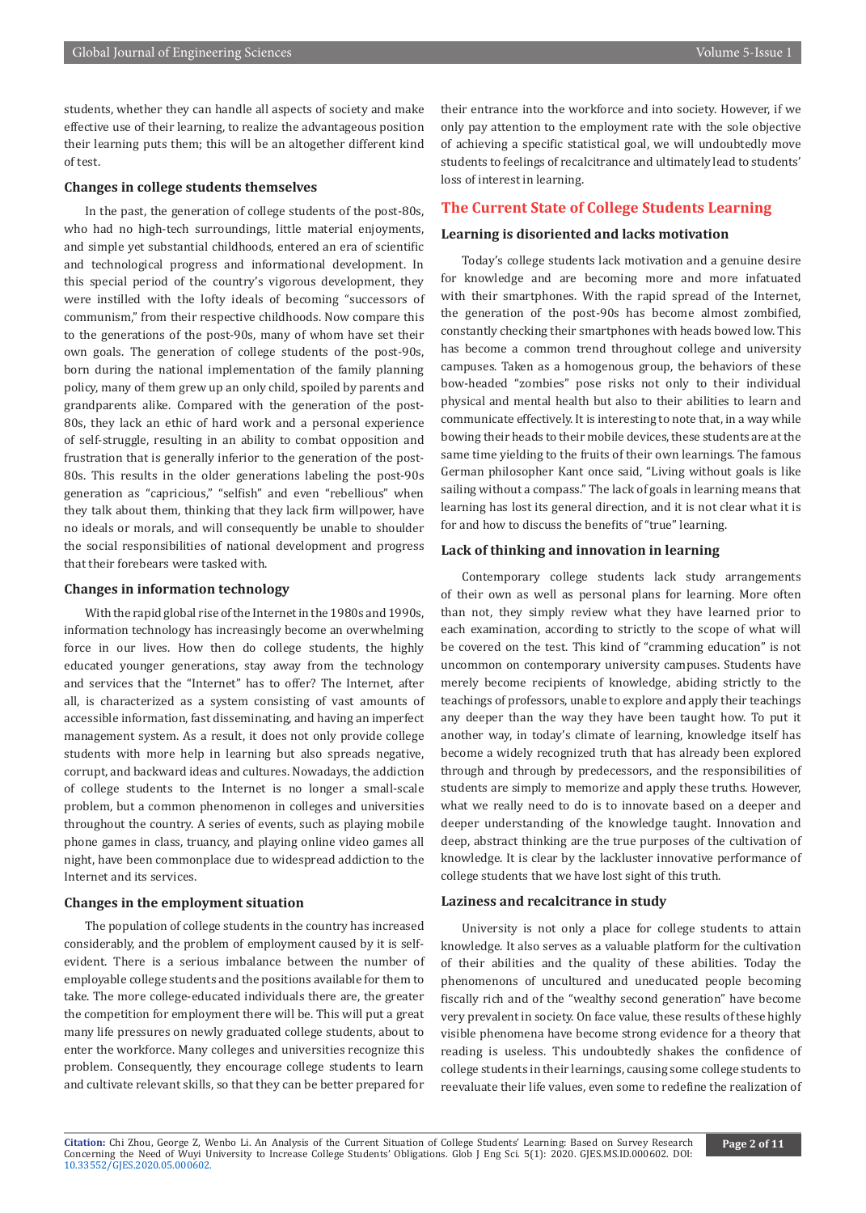students, whether they can handle all aspects of society and make effective use of their learning, to realize the advantageous position their learning puts them; this will be an altogether different kind of test.

### Changes in college students themselves

In the past, the generation of college students of the post-80s, who had no high-tech surroundings, little material enjoyments, and simple yet substantial childhoods, entered an era of scientific and technological progress and informational development. In this special period of the country's vigorous development, they were instilled with the lofty ideals of becoming "successors of communism," from their respective childhoods. Now compare this to the generations of the post-90s, many of whom have set their own goals. The generation of college students of the post-90s, born during the national implementation of the family planning policy, many of them grew up an only child, spoiled by parents and grandparents alike. Compared with the generation of the post-80s, they lack an ethic of hard work and a personal experience of self-struggle, resulting in an ability to combat opposition and frustration that is generally inferior to the generation of the post-80s. This results in the older generations labeling the post-90s generation as "capricious," "selfish" and even "rebellious" when they talk about them, thinking that they lack firm willpower, have no ideals or morals, and will consequently be unable to shoulder the social responsibilities of national development and progress that their forebears were tasked with.

### Changes in information technology

With the rapid global rise of the Internet in the 1980s and 1990s, information technology has increasingly become an overwhelming force in our lives. How then do college students, the highly educated younger generations, stay away from the technology and services that the "Internet" has to offer? The Internet, after all, is characterized as a system consisting of vast amounts of accessible information, fast disseminating, and having an imperfect management system. As a result, it does not only provide college students with more help in learning but also spreads negative, corrupt, and backward ideas and cultures. Nowadays, the addiction of college students to the Internet is no longer a small-scale problem, but a common phenomenon in colleges and universities throughout the country. A series of events, such as playing mobile phone games in class, truancy, and playing online video games all night, have been commonplace due to widespread addiction to the Internet and its services.

### Changes in the employment situation

The population of college students in the country has increased considerably, and the problem of employment caused by it is self-evident. There is a serious imbalance between the number of employable college students and the positions available for them to take. The more college-educated individuals there are, the greater the competition for employment there will be. This will put a great many life pressures on newly graduated college students, about to enter the workforce. Many colleges and universities recognize this problem. Consequently, they encourage college students to learn and cultivate relevant skills, so that they can be better prepared for their entrance into the workforce and into society. However, if we only pay attention to the employment rate with the sole objective of achieving a specific statistical goal, we will undoubtedly move students to feelings of recalcitrance and ultimately lead to students' loss of interest in learning.

## The Current State of College Students Learning

### Learning is disoriented and lacks motivation

Today's college students lack motivation and a genuine desire for knowledge and are becoming more and more infatuated with their smartphones. With the rapid spread of the Internet, the generation of the post-90s has become almost zombified, constantly checking their smartphones with heads bowed low. This has become a common trend throughout college and university campuses. Taken as a homogenous group, the behaviors of these bow-headed "zombies" pose risks not only to their individual physical and mental health but also to their abilities to learn and communicate effectively. It is interesting to note that, in a way while bowing their heads to their mobile devices, these students are at the same time yielding to the fruits of their own learnings. The famous German philosopher Kant once said, "Living without goals is like sailing without a compass." The lack of goals in learning means that learning has lost its general direction, and it is not clear what it is for and how to discuss the benefits of "true" learning.

### Lack of thinking and innovation in learning

Contemporary college students lack study arrangements of their own as well as personal plans for learning. More often than not, they simply review what they have learned prior to each examination, according to strictly to the scope of what will be covered on the test. This kind of "cramming education" is not uncommon on contemporary university campuses. Students have merely become recipients of knowledge, abiding strictly to the teachings of professors, unable to explore and apply their teachings any deeper than the way they have been taught how. To put it another way, in today's climate of learning, knowledge itself has become a widely recognized truth that has already been explored through and through by predecessors, and the responsibilities of students are simply to memorize and apply these truths. However, what we really need to do is to innovate based on a deeper and deeper understanding of the knowledge taught. Innovation and deep, abstract thinking are the true purposes of the cultivation of knowledge. It is clear by the lackluster innovative performance of college students that we have lost sight of this truth.

### Laziness and recalcitrance in study

University is not only a place for college students to attain knowledge. It also serves as a valuable platform for the cultivation of their abilities and the quality of these abilities. Today the phenomenons of uncultured and uneducated people becoming fiscally rich and of the "wealthy second generation" have become very prevalent in society. On face value, these results of these highly visible phenomena have become strong evidence for a theory that reading is useless. This undoubtedly shakes the confidence of college students in their learnings, causing some college students to reevaluate their life values, even some to redefine the realization of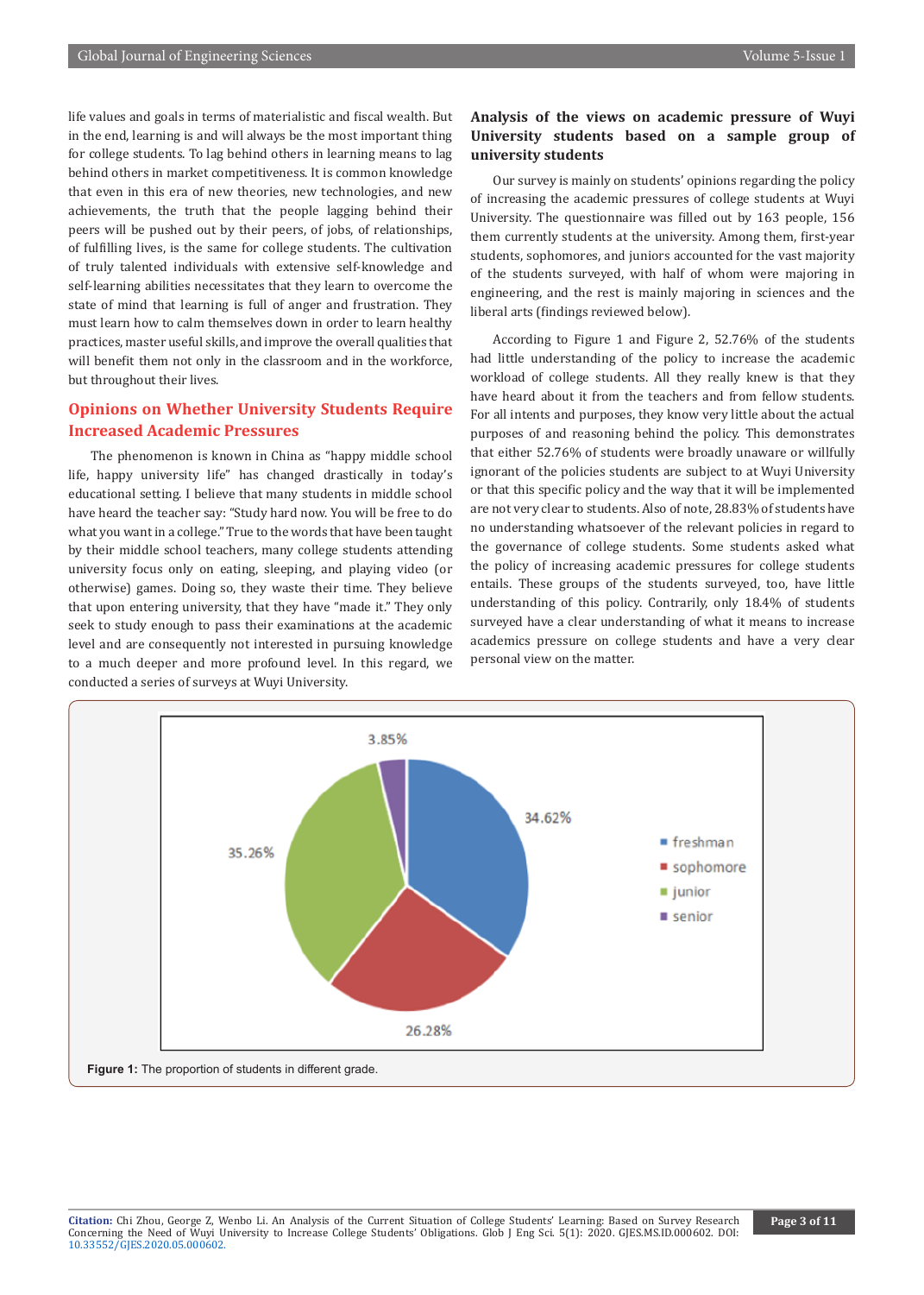life values and goals in terms of materialistic and fiscal wealth. But in the end, learning is and will always be the most important thing for college students. To lag behind others in learning means to lag behind others in market competitiveness. It is common knowledge that even in this era of new theories, new technologies, and new achievements, the truth that the people lagging behind their peers will be pushed out by their peers, of jobs, of relationships, of fulfilling lives, is the same for college students. The cultivation of truly talented individuals with extensive self-knowledge and self-learning abilities necessitates that they learn to overcome the state of mind that learning is full of anger and frustration. They must learn how to calm themselves down in order to learn healthy practices, master useful skills, and improve the overall qualities that will benefit them not only in the classroom and in the workforce, but throughout their lives.

## Opinions on Whether University Students Require Increased Academic Pressures

The phenomenon is known in China as "happy middle school life, happy university life" has changed drastically in today's educational setting. I believe that many students in middle school have heard the teacher say: "Study hard now. You will be free to do what you want in a college." True to the words that have been taught by their middle school teachers, many college students attending university focus only on eating, sleeping, and playing video (or otherwise) games. Doing so, they waste their time. They believe that upon entering university, that they have "made it." They only seek to study enough to pass their examinations at the academic level and are consequently not interested in pursuing knowledge to a much deeper and more profound level. In this regard, we conducted a series of surveys at Wuyi University.

### Analysis of the views on academic pressure of Wuyi University students based on a sample group of university students

Our survey is mainly on students' opinions regarding the policy of increasing the academic pressures of college students at Wuyi University. The questionnaire was filled out by 163 people, 156 them currently students at the university. Among them, first-year students, sophomores, and juniors accounted for the vast majority of the students surveyed, with half of whom were majoring in engineering, and the rest is mainly majoring in sciences and the liberal arts (findings reviewed below).

According to Figure 1 and Figure 2, 52.76% of the students had little understanding of the policy to increase the academic workload of college students. All they really knew is that they have heard about it from the teachers and from fellow students. For all intents and purposes, they know very little about the actual purposes of and reasoning behind the policy. This demonstrates that either 52.76% of students were broadly unaware or willfully ignorant of the policies students are subject to at Wuyi University or that this specific policy and the way that it will be implemented are not very clear to students. Also of note, 28.83% of students have no understanding whatsoever of the relevant policies in regard to the governance of college students. Some students asked what the policy of increasing academic pressures for college students entails. These groups of the students surveyed, too, have little understanding of this policy. Contrarily, only 18.4% of students surveyed have a clear understanding of what it means to increase academics pressure on college students and have a very clear personal view on the matter.

**Figure 1:** The proportion of students in different grade.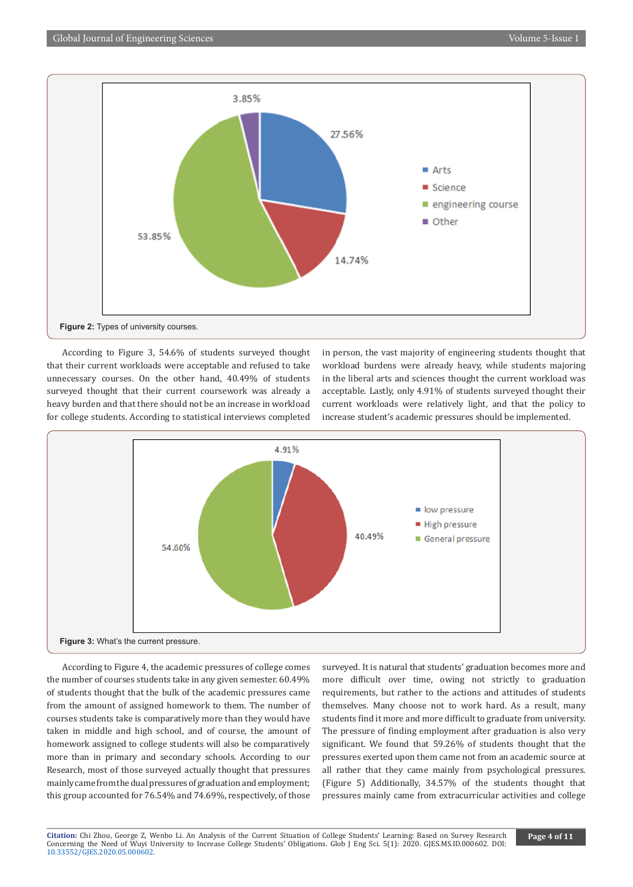Figure 2: Types of university courses.

According to Figure 3, 54.6% of students surveyed thought that their current workloads were acceptable and refused to take unnecessary courses. On the other hand, 40.49% of students surveyed thought that their current coursework was already a heavy burden and that there should not be an increase in workload for college students. According to statistical interviews completed in person, the vast majority of engineering students thought that workload burdens were already heavy, while students majoring in the liberal arts and sciences thought the current workload was acceptable. Lastly, only 4.91% of students surveyed thought their current workloads were relatively light, and that the policy to increase student's academic pressures should be implemented.

Figure 3: What's the current pressure.

According to Figure 4, the academic pressures of college comes the number of courses students take in any given semester. 60.49% of students thought that the bulk of the academic pressures came from the amount of assigned homework to them. The number of courses students take is comparatively more than they would have taken in middle and high school, and of course, the amount of homework assigned to college students will also be comparatively more than in primary and secondary schools. According to our Research, most of those surveyed actually thought that pressures mainly came from the dual pressures of graduation and employment; this group accounted for 76.54% and 74.69%, respectively, of those surveyed. It is natural that students' graduation becomes more and more difficult over time, owing not strictly to graduation requirements, but rather to the actions and attitudes of students themselves. Many choose not to work hard. As a result, many students find it more and more difficult to graduate from university. The pressure of finding employment after graduation is also very significant. We found that 59.26% of students thought that the pressures exerted upon them came not from an academic source at all rather that they came mainly from psychological pressures. (Figure 5) Additionally, 34.57% of the students thought that pressures mainly came from extracurricular activities and college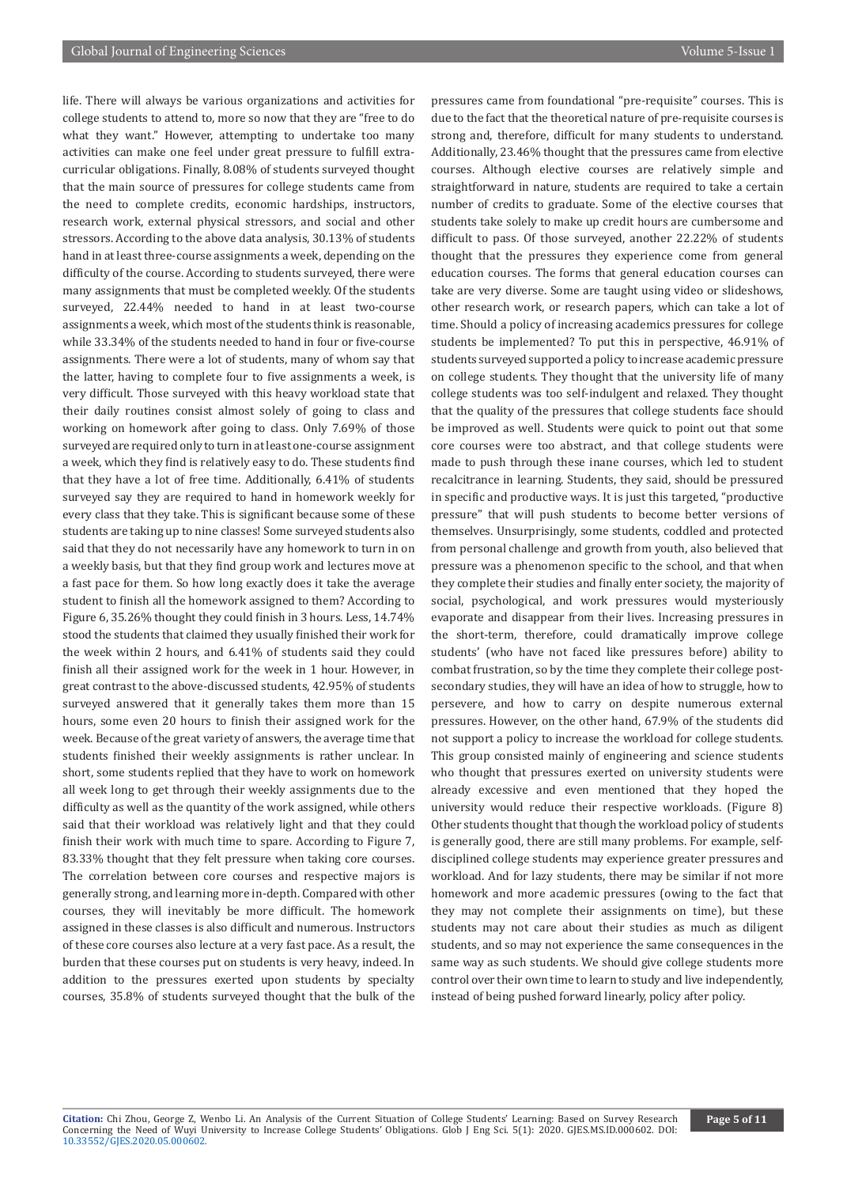life. There will always be various organizations and activities for college students to attend to, more so now that they are "free to do what they want." However, attempting to undertake too many activities can make one feel under great pressure to fulfill extra-curricular obligations. Finally, 8.08% of students surveyed thought that the main source of pressures for college students came from the need to complete credits, economic hardships, instructors, research work, external physical stressors, and social and other stressors. According to the above data analysis, 30.13% of students hand in at least three-course assignments a week, depending on the difficulty of the course. According to students surveyed, there were many assignments that must be completed weekly. Of the students surveyed, 22.44% needed to hand in at least two-course assignments a week, which most of the students think is reasonable, while 33.34% of the students needed to hand in four or five-course assignments. There were a lot of students, many of whom say that the latter, having to complete four to five assignments a week, is very difficult. Those surveyed with this heavy workload state that their daily routines consist almost solely of going to class and working on homework after going to class. Only 7.69% of those surveyed are required only to turn in at least one-course assignment a week, which they find is relatively easy to do. These students find that they have a lot of free time. Additionally, 6.41% of students surveyed say they are required to hand in homework weekly for every class that they take. This is significant because some of these students are taking up to nine classes! Some surveyed students also said that they do not necessarily have any homework to turn in on a weekly basis, but that they find group work and lectures move at a fast pace for them. So how long exactly does it take the average student to finish all the homework assigned to them? According to Figure 6, 35.26% thought they could finish in 3 hours. Less, 14.74% stood the students that claimed they usually finished their work for the week within 2 hours, and 6.41% of students said they could finish all their assigned work for the week in 1 hour. However, in great contrast to the above-discussed students, 42.95% of students surveyed answered that it generally takes them more than 15 hours, some even 20 hours to finish their assigned work for the week. Because of the great variety of answers, the average time that students finished their weekly assignments is rather unclear. In short, some students replied that they have to work on homework all week long to get through their weekly assignments due to the difficulty as well as the quantity of the work assigned, while others said that their workload was relatively light and that they could finish their work with much time to spare. According to Figure 7, 83.33% thought that they felt pressure when taking core courses. The correlation between core courses and respective majors is generally strong, and learning more in-depth. Compared with other courses, they will inevitably be more difficult. The homework assigned in these classes is also difficult and numerous. Instructors of these core courses also lecture at a very fast pace. As a result, the burden that these courses put on students is very heavy, indeed. In addition to the pressures exerted upon students by specialty courses, 35.8% of students surveyed thought that the bulk of the pressures came from foundational "pre-requisite" courses. This is due to the fact that the theoretical nature of pre-requisite courses is strong and, therefore, difficult for many students to understand. Additionally, 23.46% thought that the pressures came from elective courses. Although elective courses are relatively simple and straightforward in nature, students are required to take a certain number of credits to graduate. Some of the elective courses that students take solely to make up credit hours are cumbersome and difficult to pass. Of those surveyed, another 22.22% of students thought that the pressures they experience come from general education courses. The forms that general education courses can take are very diverse. Some are taught using video or slideshows, other research work, or research papers, which can take a lot of time. Should a policy of increasing academics pressures for college students be implemented? To put this in perspective, 46.91% of students surveyed supported a policy to increase academic pressure on college students. They thought that the university life of many college students was too self-indulgent and relaxed. They thought that the quality of the pressures that college students face should be improved as well. Students were quick to point out that some core courses were too abstract, and that college students were made to push through these inane courses, which led to student recalcitrance in learning. Students, they said, should be pressured in specific and productive ways. It is just this targeted, "productive pressure" that will push students to become better versions of themselves. Unsurprisingly, some students, coddled and protected from personal challenge and growth from youth, also believed that pressure was a phenomenon specific to the school, and that when they complete their studies and finally enter society, the majority of social, psychological, and work pressures would mysteriously evaporate and disappear from their lives. Increasing pressures in the short-term, therefore, could dramatically improve college students' (who have not faced like pressures before) ability to combat frustration, so by the time they complete their college post-secondary studies, they will have an idea of how to struggle, how to persevere, and how to carry on despite numerous external pressures. However, on the other hand, 67.9% of the students did not support a policy to increase the workload for college students. This group consisted mainly of engineering and science students who thought that pressures exerted on university students were already excessive and even mentioned that they hoped the university would reduce their respective workloads. (Figure 8) Other students thought that though the workload policy of students is generally good, there are still many problems. For example, self-disciplined college students may experience greater pressures and workload. And for lazy students, there may be similar if not more homework and more academic pressures (owing to the fact that they may not complete their assignments on time), but these students may not care about their studies as much as diligent students, and so may not experience the same consequences in the same way as such students. We should give college students more control over their own time to learn to study and live independently, instead of being pushed forward linearly, policy after policy.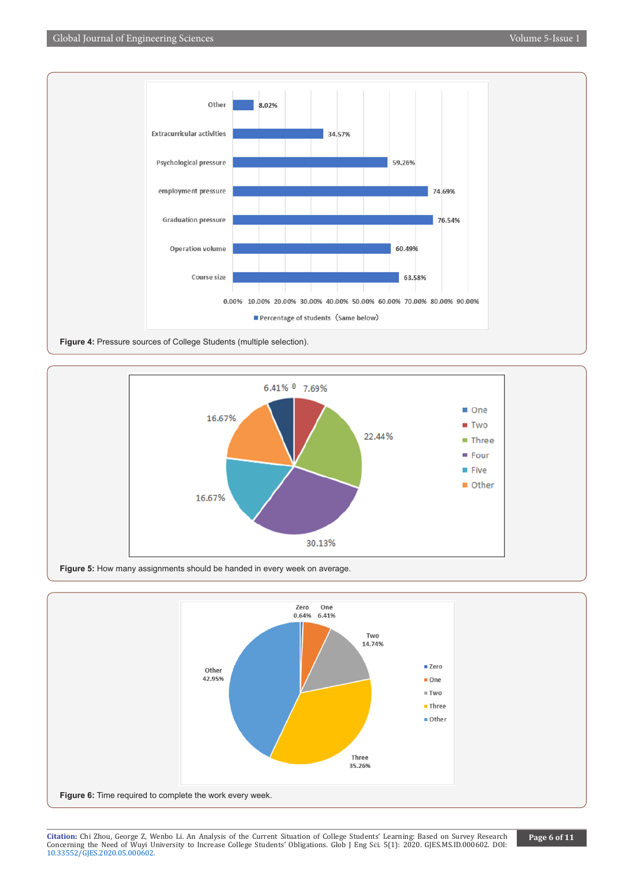Figure 4: Pressure sources of College Students (multiple selection).

Figure 5: How many assignments should be handed in every week on average.

Figure 6: Time required to complete the work every week.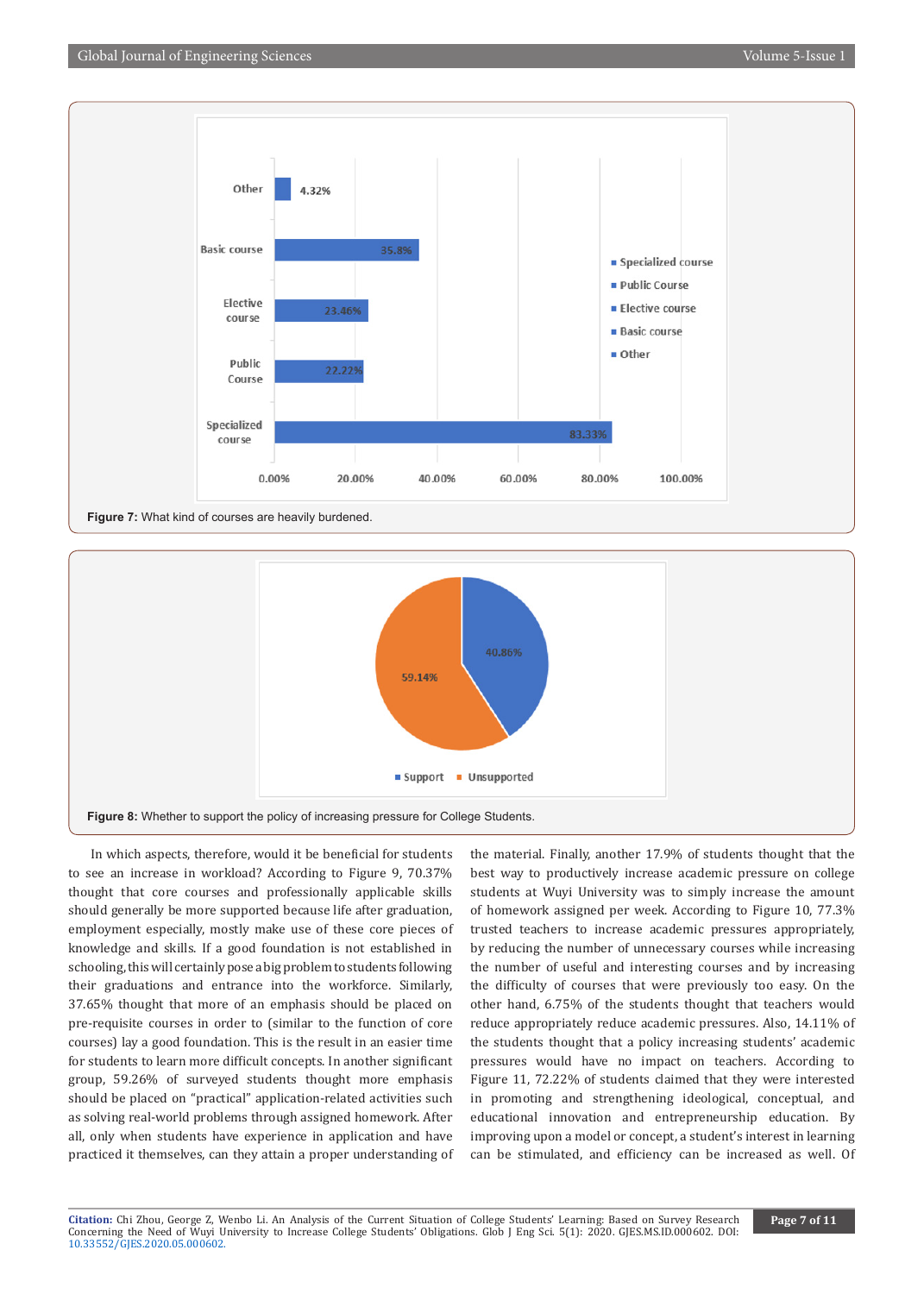Figure 7: What kind of courses are heavily burdened.

Figure 8: Whether to support the policy of increasing pressure for College Students.

In which aspects, therefore, would it be beneficial for students to see an increase in workload? According to Figure 9, 70.37% thought that core courses and professionally applicable skills should generally be more supported because life after graduation, employment especially, mostly make use of these core pieces of knowledge and skills. If a good foundation is not established in schooling, this will certainly pose a big problem to students following their graduations and entrance into the workforce. Similarly, 37.65% thought that more of an emphasis should be placed on pre-requisite courses in order to (similar to the function of core courses) lay a good foundation. This is the result in an easier time for students to learn more difficult concepts. In another significant group, 59.26% of surveyed students thought more emphasis should be placed on "practical" application-related activities such as solving real-world problems through assigned homework. After all, only when students have experience in application and have practiced it themselves, can they attain a proper understanding of the material. Finally, another 17.9% of students thought that the best way to productively increase academic pressure on college students at Wuyi University was to simply increase the amount of homework assigned per week. According to Figure 10, 77.3% trusted teachers to increase academic pressures appropriately, by reducing the number of unnecessary courses while increasing the number of useful and interesting courses and by increasing the difficulty of courses that were previously too easy. On the other hand, 6.75% of the students thought that teachers would reduce appropriately reduce academic pressures. Also, 14.11% of the students thought that a policy increasing students' academic pressures would have no impact on teachers. According to Figure 11, 72.22% of students claimed that they were interested in promoting and strengthening ideological, conceptual, and educational innovation and entrepreneurship education. By improving upon a model or concept, a student's interest in learning can be stimulated, and efficiency can be increased as well. Of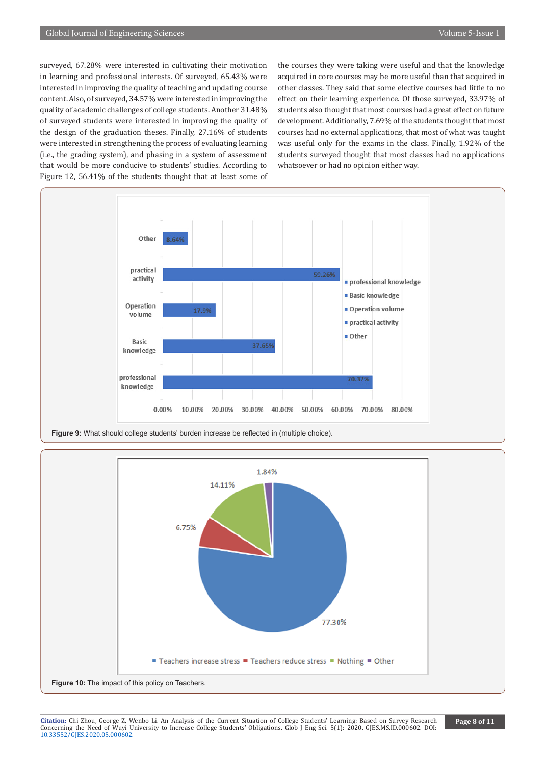surveyed, 67.28% were interested in cultivating their motivation in learning and professional interests. Of surveyed, 65.43% were interested in improving the quality of teaching and updating course content. Also, of surveyed, 34.57% were interested in improving the quality of academic challenges of college students. Another 31.48% of surveyed students were interested in improving the quality of the design of the graduation theses. Finally, 27.16% of students were interested in strengthening the process of evaluating learning (i.e., the grading system), and phasing in a system of assessment that would be more conducive to students' studies. According to Figure 12, 56.41% of the students thought that at least some of the courses they were taking were useful and that the knowledge acquired in core courses may be more useful than that acquired in other classes. They said that some elective courses had little to no effect on their learning experience. Of those surveyed, 33.97% of students also thought that most courses had a great effect on future development. Additionally, 7.69% of the students thought that most courses had no external applications, that most of what was taught was useful only for the exams in the class. Finally, 1.92% of the students surveyed thought that most classes had no applications whatsoever or had no opinion either way.

**Figure 9:** What should college students' burden increase be reflected in (multiple choice).

**Figure 10:** The impact of this policy on Teachers.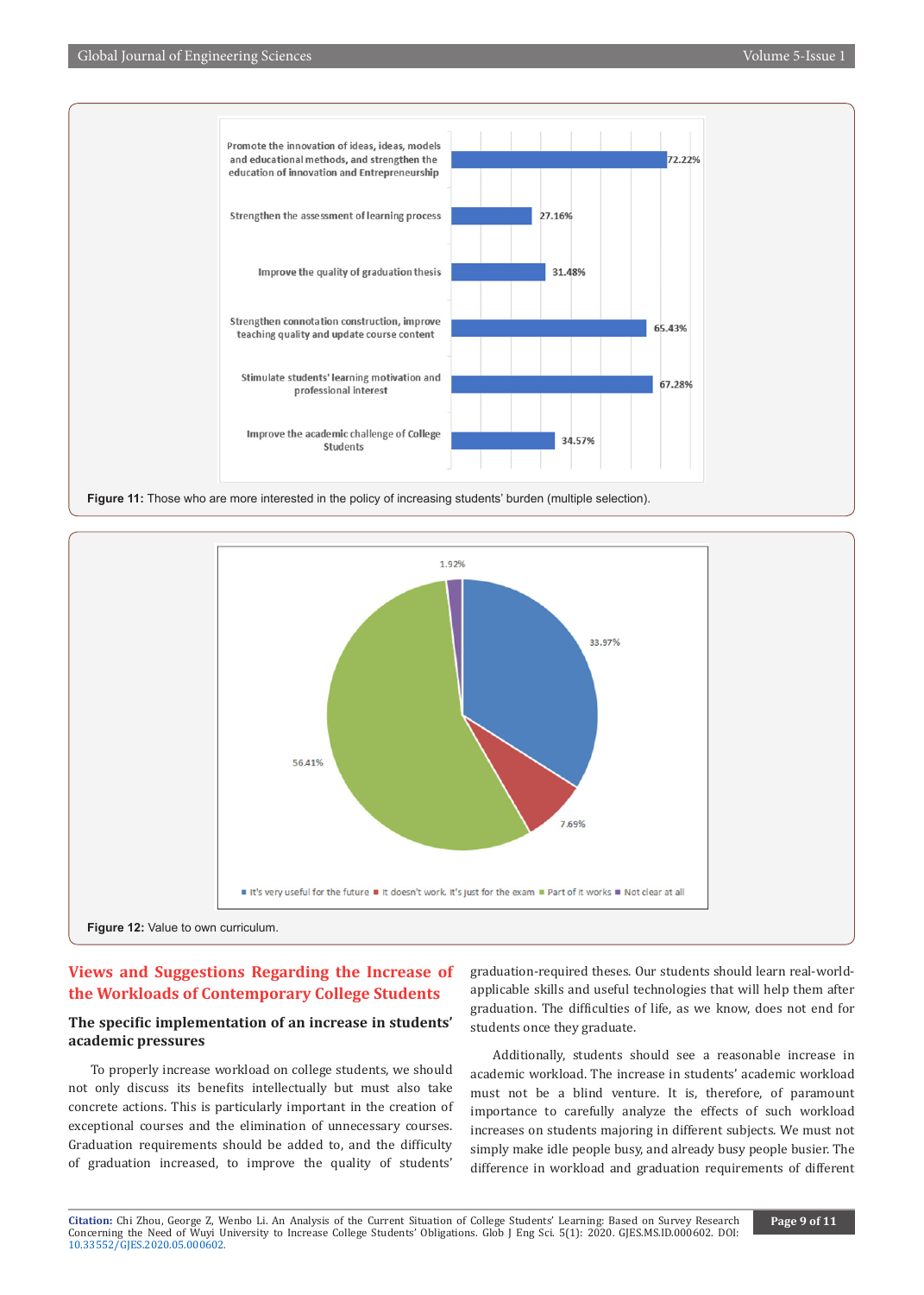Figure 11: Those who are more interested in the policy of increasing students' burden (multiple selection).

Figure 12: Value to own curriculum.

## Views and Suggestions Regarding the Increase of the Workloads of Contemporary College Students

### The specific implementation of an increase in students' academic pressures

To properly increase workload on college students, we should not only discuss its benefits intellectually but must also take concrete actions. This is particularly important in the creation of exceptional courses and the elimination of unnecessary courses. Graduation requirements should be added to, and the difficulty of graduation increased, to improve the quality of students' graduation-required theses. Our students should learn real-world-applicable skills and useful technologies that will help them after graduation. The difficulties of life, as we know, does not end for students once they graduate.

Additionally, students should see a reasonable increase in academic workload. The increase in students' academic workload must not be a blind venture. It is, therefore, of paramount importance to carefully analyze the effects of such workload increases on students majoring in different subjects. We must not simply make idle people busy, and already busy people busier. The difference in workload and graduation requirements of different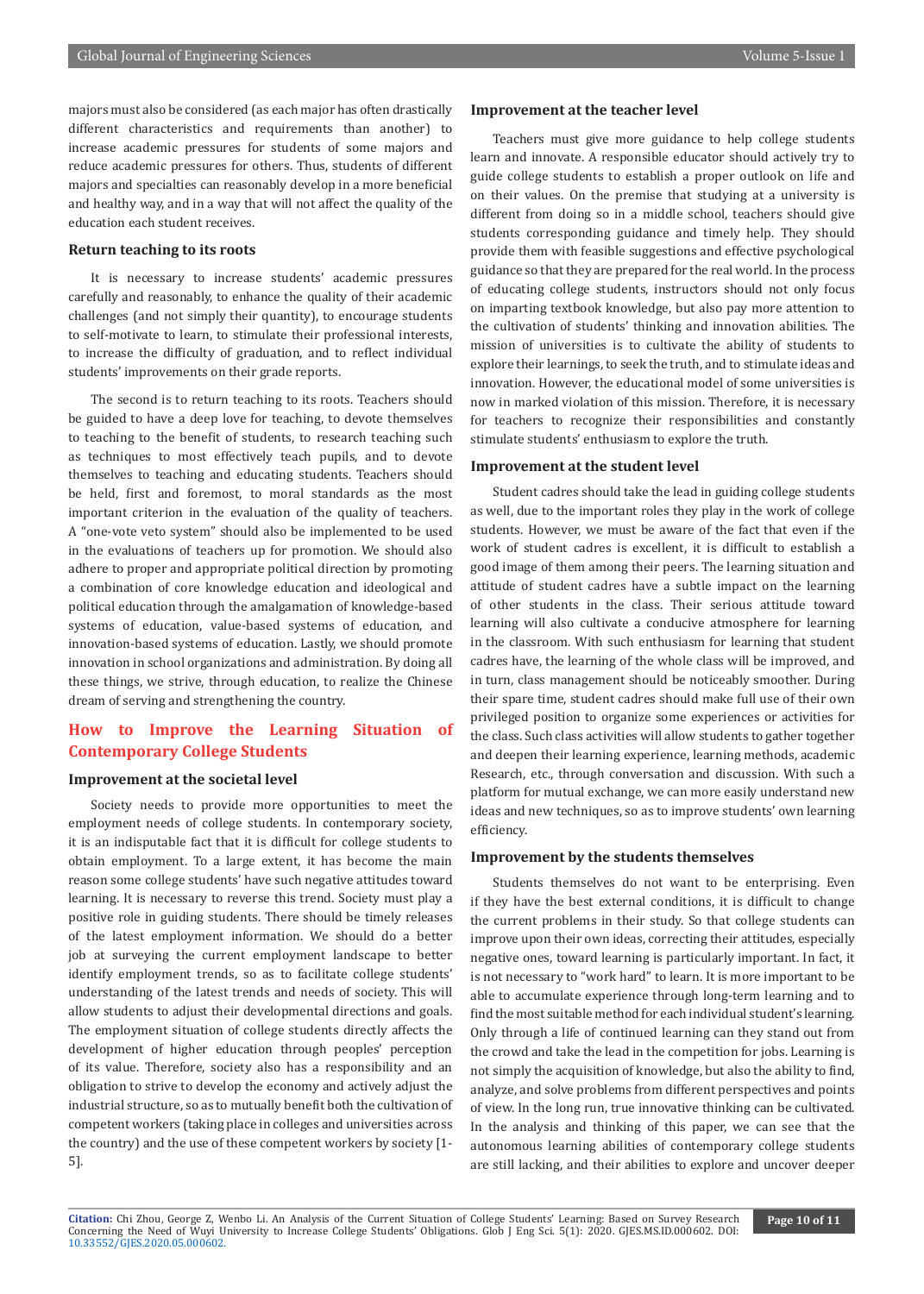majors must also be considered (as each major has often drastically different characteristics and requirements than another) to increase academic pressures for students of some majors and reduce academic pressures for others. Thus, students of different majors and specialties can reasonably develop in a more beneficial and healthy way, and in a way that will not affect the quality of the education each student receives.

### Return teaching to its roots

It is necessary to increase students' academic pressures carefully and reasonably, to enhance the quality of their academic challenges (and not simply their quantity), to encourage students to self-motivate to learn, to stimulate their professional interests, to increase the difficulty of graduation, and to reflect individual students' improvements on their grade reports.

The second is to return teaching to its roots. Teachers should be guided to have a deep love for teaching, to devote themselves to teaching to the benefit of students, to research teaching such as techniques to most effectively teach pupils, and to devote themselves to teaching and educating students. Teachers should be held, first and foremost, to moral standards as the most important criterion in the evaluation of the quality of teachers. A "one-vote veto system" should also be implemented to be used in the evaluations of teachers up for promotion. We should also adhere to proper and appropriate political direction by promoting a combination of core knowledge education and ideological and political education through the amalgamation of knowledge-based systems of education, value-based systems of education, and innovation-based systems of education. Lastly, we should promote innovation in school organizations and administration. By doing all these things, we strive, through education, to realize the Chinese dream of serving and strengthening the country.

## How to Improve the Learning Situation of Contemporary College Students

### Improvement at the societal level

Society needs to provide more opportunities to meet the employment needs of college students. In contemporary society, it is an indisputable fact that it is difficult for college students to obtain employment. To a large extent, it has become the main reason some college students' have such negative attitudes toward learning. It is necessary to reverse this trend. Society must play a positive role in guiding students. There should be timely releases of the latest employment information. We should do a better job at surveying the current employment landscape to better identify employment trends, so as to facilitate college students' understanding of the latest trends and needs of society. This will allow students to adjust their developmental directions and goals. The employment situation of college students directly affects the development of higher education through peoples' perception of its value. Therefore, society also has a responsibility and an obligation to strive to develop the economy and actively adjust the industrial structure, so as to mutually benefit both the cultivation of competent workers (taking place in colleges and universities across the country) and the use of these competent workers by society [1-5].

### Improvement at the teacher level

Teachers must give more guidance to help college students learn and innovate. A responsible educator should actively try to guide college students to establish a proper outlook on life and on their values. On the premise that studying at a university is different from doing so in a middle school, teachers should give students corresponding guidance and timely help. They should provide them with feasible suggestions and effective psychological guidance so that they are prepared for the real world. In the process of educating college students, instructors should not only focus on imparting textbook knowledge, but also pay more attention to the cultivation of students' thinking and innovation abilities. The mission of universities is to cultivate the ability of students to explore their learnings, to seek the truth, and to stimulate ideas and innovation. However, the educational model of some universities is now in marked violation of this mission. Therefore, it is necessary for teachers to recognize their responsibilities and constantly stimulate students' enthusiasm to explore the truth.

### Improvement at the student level

Student cadres should take the lead in guiding college students as well, due to the important roles they play in the work of college students. However, we must be aware of the fact that even if the work of student cadres is excellent, it is difficult to establish a good image of them among their peers. The learning situation and attitude of student cadres have a subtle impact on the learning of other students in the class. Their serious attitude toward learning will also cultivate a conducive atmosphere for learning in the classroom. With such enthusiasm for learning that student cadres have, the learning of the whole class will be improved, and in turn, class management should be noticeably smoother. During their spare time, student cadres should make full use of their own privileged position to organize some experiences or activities for the class. Such class activities will allow students to gather together and deepen their learning experience, learning methods, academic Research, etc., through conversation and discussion. With such a platform for mutual exchange, we can more easily understand new ideas and new techniques, so as to improve students' own learning efficiency.

### Improvement by the students themselves

Students themselves do not want to be enterprising. Even if they have the best external conditions, it is difficult to change the current problems in their study. So that college students can improve upon their own ideas, correcting their attitudes, especially negative ones, toward learning is particularly important. In fact, it is not necessary to "work hard" to learn. It is more important to be able to accumulate experience through long-term learning and to find the most suitable method for each individual student's learning. Only through a life of continued learning can they stand out from the crowd and take the lead in the competition for jobs. Learning is not simply the acquisition of knowledge, but also the ability to find, analyze, and solve problems from different perspectives and points of view. In the long run, true innovative thinking can be cultivated. In the analysis and thinking of this paper, we can see that the autonomous learning abilities of contemporary college students are still lacking, and their abilities to explore and uncover deeper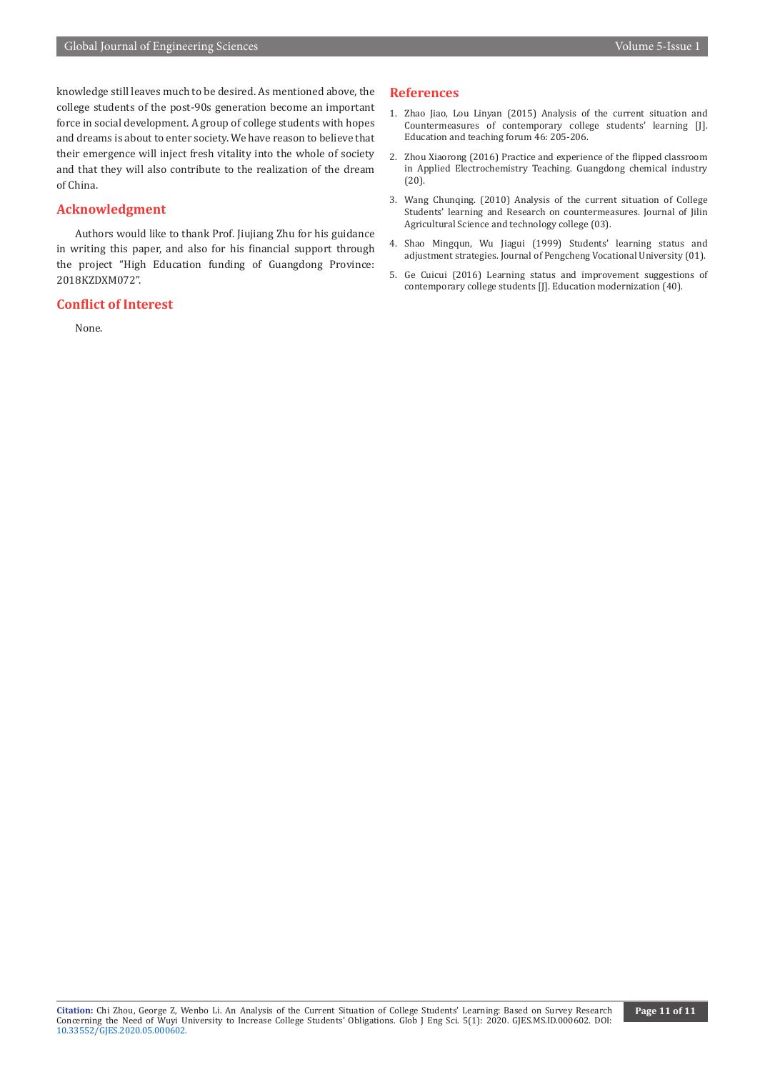knowledge still leaves much to be desired. As mentioned above, the college students of the post-90s generation become an important force in social development. A group of college students with hopes and dreams is about to enter society. We have reason to believe that their emergence will inject fresh vitality into the whole of society and that they will also contribute to the realization of the dream of China.

## Acknowledgment

Authors would like to thank Prof. Jiujiang Zhu for his guidance in writing this paper, and also for his financial support through the project "High Education funding of Guangdong Province: 2018KZDXM072".

## Conflict of Interest

None.

## References

1. Zhao Jiao, Lou Linyan (2015) Analysis of the current situation and Countermeasures of contemporary college students' learning [J]. Education and teaching forum 46: 205-206.
2. Zhou Xiaorong (2016) Practice and experience of the flipped classroom in Applied Electrochemistry Teaching. Guangdong chemical industry (20).
3. Wang Chunqing. (2010) Analysis of the current situation of College Students' learning and Research on countermeasures. Journal of Jilin Agricultural Science and technology college (03).
4. Shao Mingqun, Wu Jiagui (1999) Students' learning status and adjustment strategies. Journal of Pengcheng Vocational University (01).
5. Ge Cuicui (2016) Learning status and improvement suggestions of contemporary college students [J]. Education modernization (40).